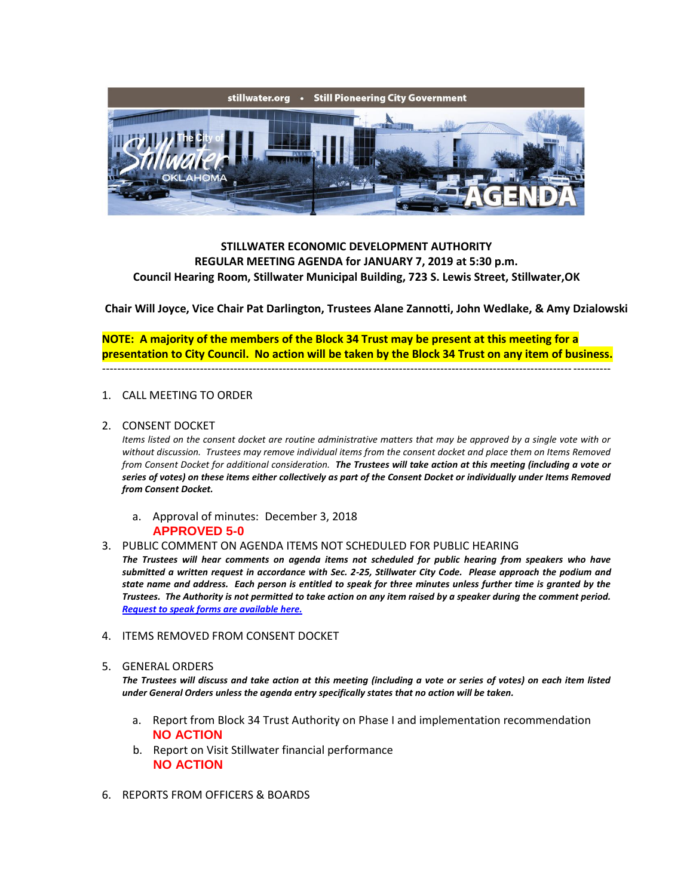stillwater.org • Still Pioneering City Government

The City of Stillwater OKLAHOMA

AGENDA

**STILLWATER ECONOMIC DEVELOPMENT AUTHORITY**
**REGULAR MEETING AGENDA for JANUARY 7, 2019 at 5:30 p.m.**
**Council Hearing Room, Stillwater Municipal Building, 723 S. Lewis Street, Stillwater,OK**

**Chair Will Joyce, Vice Chair Pat Darlington, Trustees Alane Zannotti, John Wedlake, & Amy Dzialowski**

**NOTE: A majority of the members of the Block 34 Trust may be present at this meeting for a presentation to City Council. No action will be taken by the Block 34 Trust on any item of business.**

---

1. CALL MEETING TO ORDER

2. CONSENT DOCKET

   *Items listed on the consent docket are routine administrative matters that may be approved by a single vote with or without discussion. Trustees may remove individual items from the consent docket and place them on Items Removed from Consent Docket for additional consideration.* ***The Trustees will take action at this meeting (including a vote or series of votes) on these items either collectively as part of the Consent Docket or individually under Items Removed from Consent Docket.***

   a. Approval of minutes: December 3, 2018
   **APPROVED 5-0**

3. PUBLIC COMMENT ON AGENDA ITEMS NOT SCHEDULED FOR PUBLIC HEARING

   ***The Trustees will hear comments on agenda items not scheduled for public hearing from speakers who have submitted a written request in accordance with Sec. 2-25, Stillwater City Code. Please approach the podium and state name and address. Each person is entitled to speak for three minutes unless further time is granted by the Trustees. The Authority is not permitted to take action on any item raised by a speaker during the comment period.*** ***Request to speak forms are available here.***

4. ITEMS REMOVED FROM CONSENT DOCKET

5. GENERAL ORDERS

   ***The Trustees will discuss and take action at this meeting (including a vote or series of votes) on each item listed under General Orders unless the agenda entry specifically states that no action will be taken.***

   a. Report from Block 34 Trust Authority on Phase I and implementation recommendation
   **NO ACTION**

   b. Report on Visit Stillwater financial performance
   **NO ACTION**

6. REPORTS FROM OFFICERS & BOARDS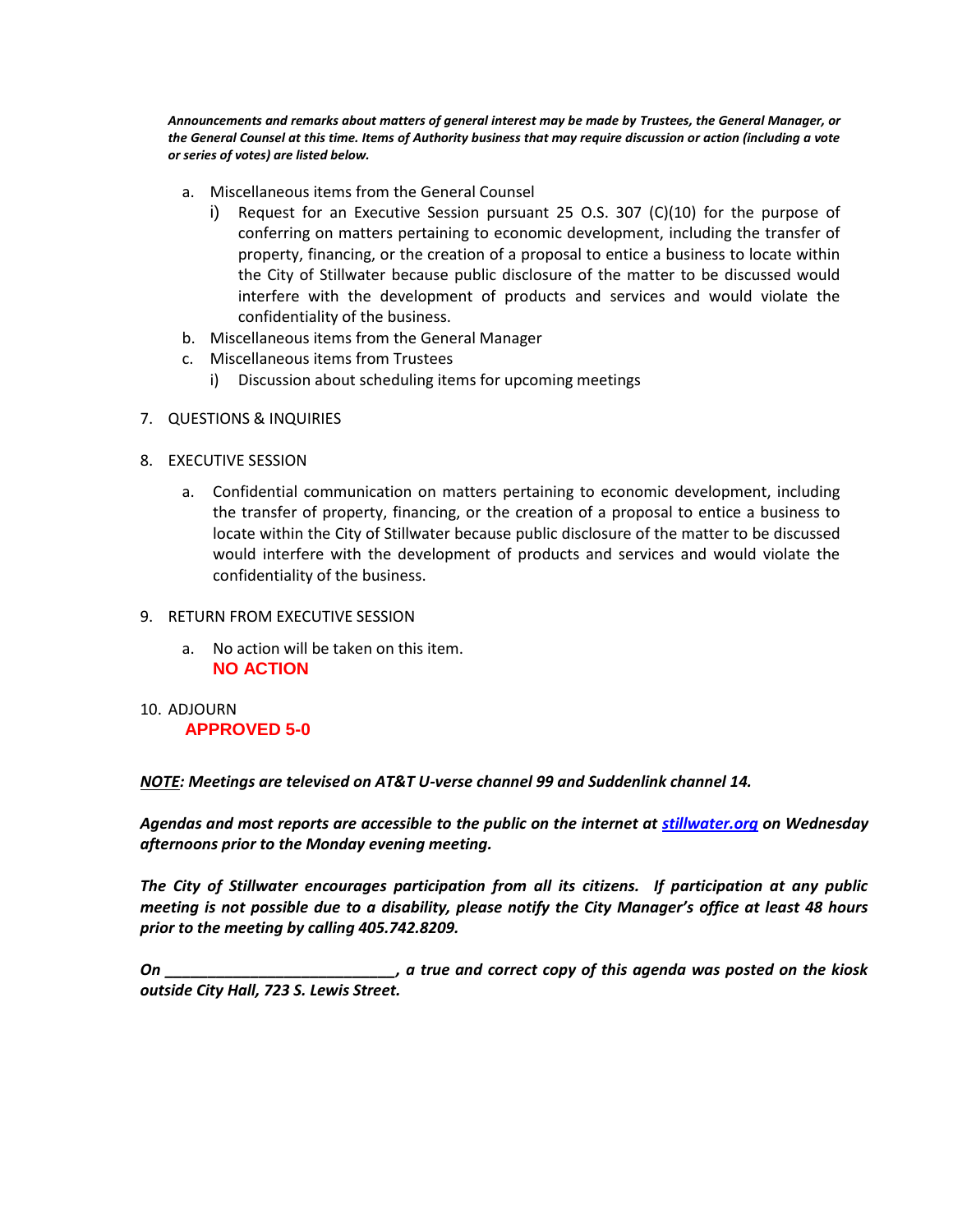***Announcements and remarks about matters of general interest may be made by Trustees, the General Manager, or the General Counsel at this time. Items of Authority business that may require discussion or action (including a vote or series of votes) are listed below.***

a. Miscellaneous items from the General Counsel
   i) Request for an Executive Session pursuant 25 O.S. 307 (C)(10) for the purpose of conferring on matters pertaining to economic development, including the transfer of property, financing, or the creation of a proposal to entice a business to locate within the City of Stillwater because public disclosure of the matter to be discussed would interfere with the development of products and services and would violate the confidentiality of the business.
b. Miscellaneous items from the General Manager
c. Miscellaneous items from Trustees
   i) Discussion about scheduling items for upcoming meetings

7. QUESTIONS & INQUIRIES

8. EXECUTIVE SESSION

   a. Confidential communication on matters pertaining to economic development, including the transfer of property, financing, or the creation of a proposal to entice a business to locate within the City of Stillwater because public disclosure of the matter to be discussed would interfere with the development of products and services and would violate the confidentiality of the business.

9. RETURN FROM EXECUTIVE SESSION

   a. No action will be taken on this item.
      **NO ACTION**

10. ADJOURN
    **APPROVED 5-0**

***NOTE**: Meetings are televised on AT&T U-verse channel 99 and Suddenlink channel 14.*

***Agendas and most reports are accessible to the public on the internet at [stillwater.org](stillwater.org) on Wednesday afternoons prior to the Monday evening meeting.***

***The City of Stillwater encourages participation from all its citizens. If participation at any public meeting is not possible due to a disability, please notify the City Manager's office at least 48 hours prior to the meeting by calling 405.742.8209.***

***On ___________________________, a true and correct copy of this agenda was posted on the kiosk outside City Hall, 723 S. Lewis Street.***